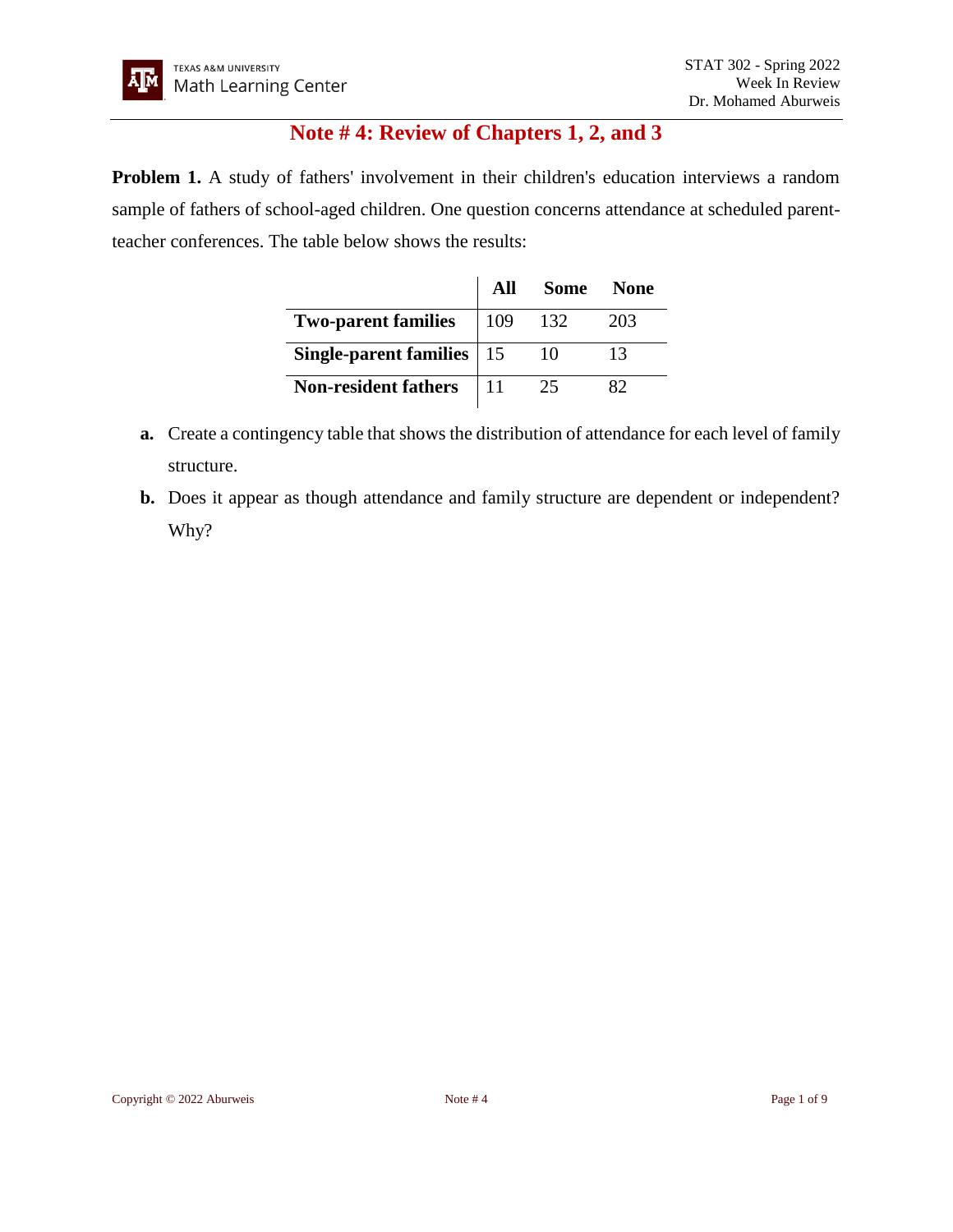# Note # 4: Review of Chapters 1, 2, and 3

**Problem 1.** A study of fathers' involvement in their children's education interviews a random sample of fathers of school-aged children. One question concerns attendance at scheduled parent-teacher conferences. The table below shows the results:

| | **All** | **Some** | **None** |
|---|---|---|---|
| **Two-parent families** | 109 | 132 | 203 |
| **Single-parent families** | 15 | 10 | 13 |
| **Non-resident fathers** | 11 | 25 | 82 |

- **a.** Create a contingency table that shows the distribution of attendance for each level of family structure.
- **b.** Does it appear as though attendance and family structure are dependent or independent? Why?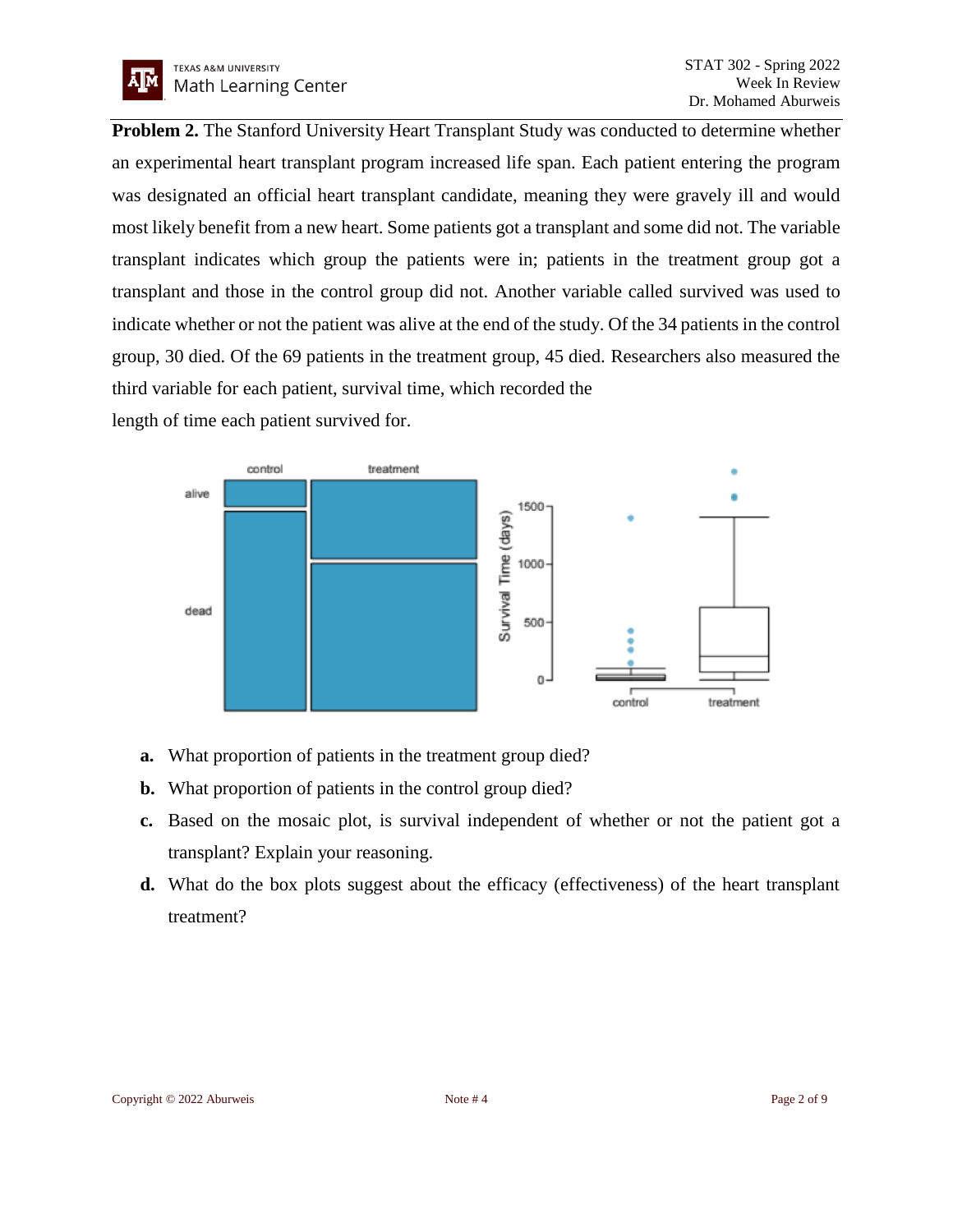**Problem 2.** The Stanford University Heart Transplant Study was conducted to determine whether an experimental heart transplant program increased life span. Each patient entering the program was designated an official heart transplant candidate, meaning they were gravely ill and would most likely benefit from a new heart. Some patients got a transplant and some did not. The variable transplant indicates which group the patients were in; patients in the treatment group got a transplant and those in the control group did not. Another variable called survived was used to indicate whether or not the patient was alive at the end of the study. Of the 34 patients in the control group, 30 died. Of the 69 patients in the treatment group, 45 died. Researchers also measured the third variable for each patient, survival time, which recorded the length of time each patient survived for.

**a.** What proportion of patients in the treatment group died?

**b.** What proportion of patients in the control group died?

**c.** Based on the mosaic plot, is survival independent of whether or not the patient got a transplant? Explain your reasoning.

**d.** What do the box plots suggest about the efficacy (effectiveness) of the heart transplant treatment?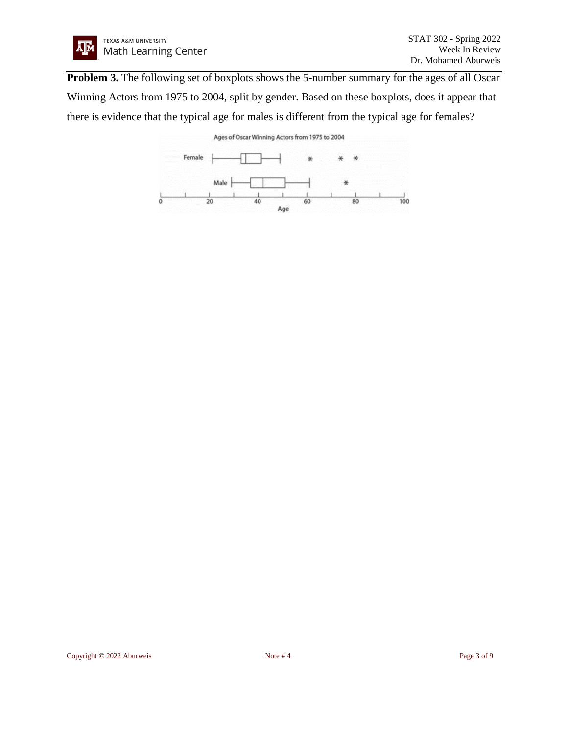**Problem 3.** The following set of boxplots shows the 5-number summary for the ages of all Oscar Winning Actors from 1975 to 2004, split by gender. Based on these boxplots, does it appear that there is evidence that the typical age for males is different from the typical age for females?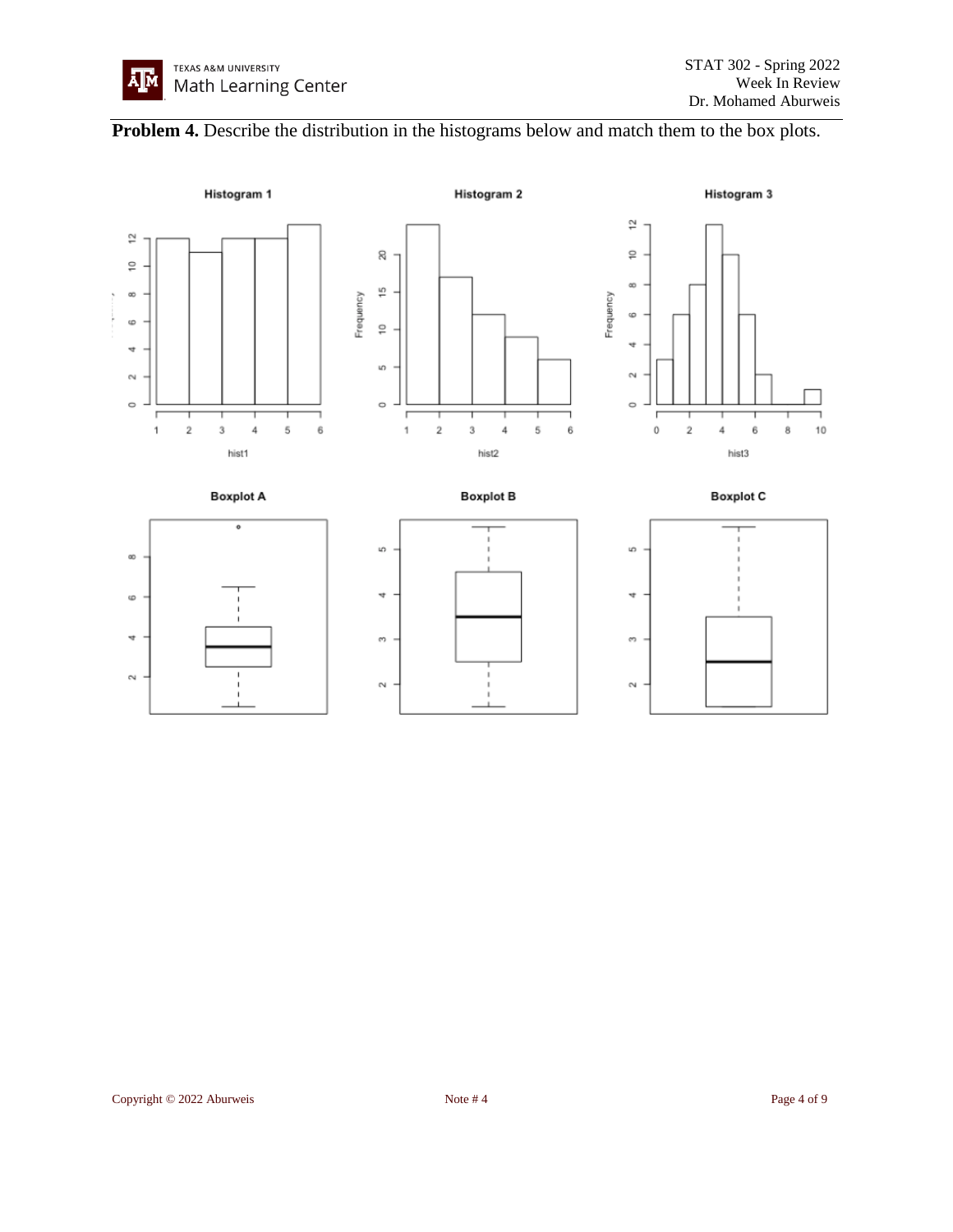**Problem 4.** Describe the distribution in the histograms below and match them to the box plots.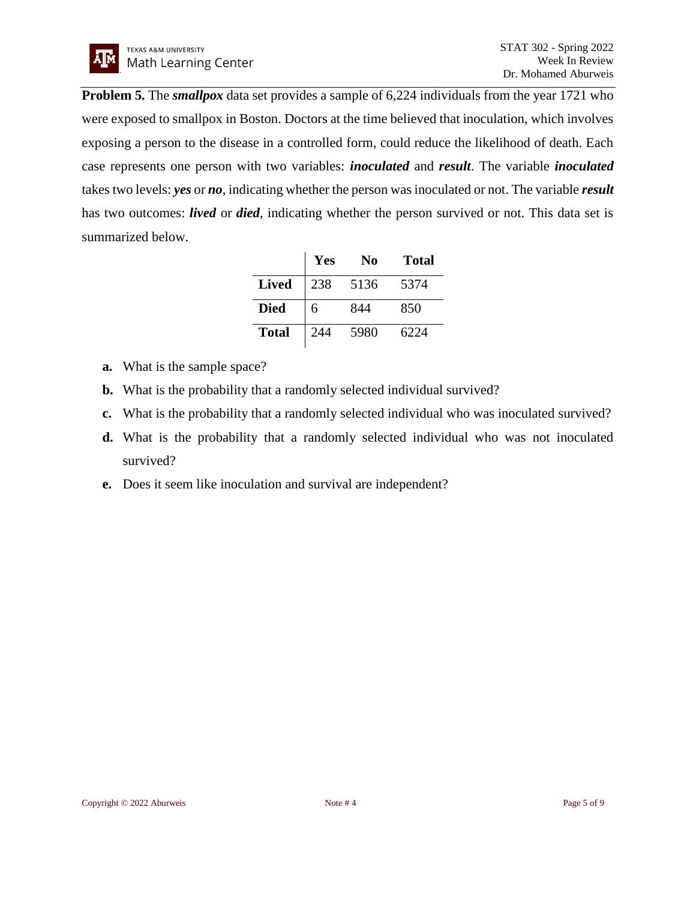**Problem 5.** The ***smallpox*** data set provides a sample of 6,224 individuals from the year 1721 who were exposed to smallpox in Boston. Doctors at the time believed that inoculation, which involves exposing a person to the disease in a controlled form, could reduce the likelihood of death. Each case represents one person with two variables: ***inoculated*** and ***result***. The variable ***inoculated*** takes two levels: ***yes*** or ***no***, indicating whether the person was inoculated or not. The variable ***result*** has two outcomes: ***lived*** or ***died***, indicating whether the person survived or not. This data set is summarized below.

| | **Yes** | **No** | **Total** |
|---|---|---|---|
| **Lived** | 238 | 5136 | 5374 |
| **Died** | 6 | 844 | 850 |
| **Total** | 244 | 5980 | 6224 |

**a.** What is the sample space?

**b.** What is the probability that a randomly selected individual survived?

**c.** What is the probability that a randomly selected individual who was inoculated survived?

**d.** What is the probability that a randomly selected individual who was not inoculated survived?

**e.** Does it seem like inoculation and survival are independent?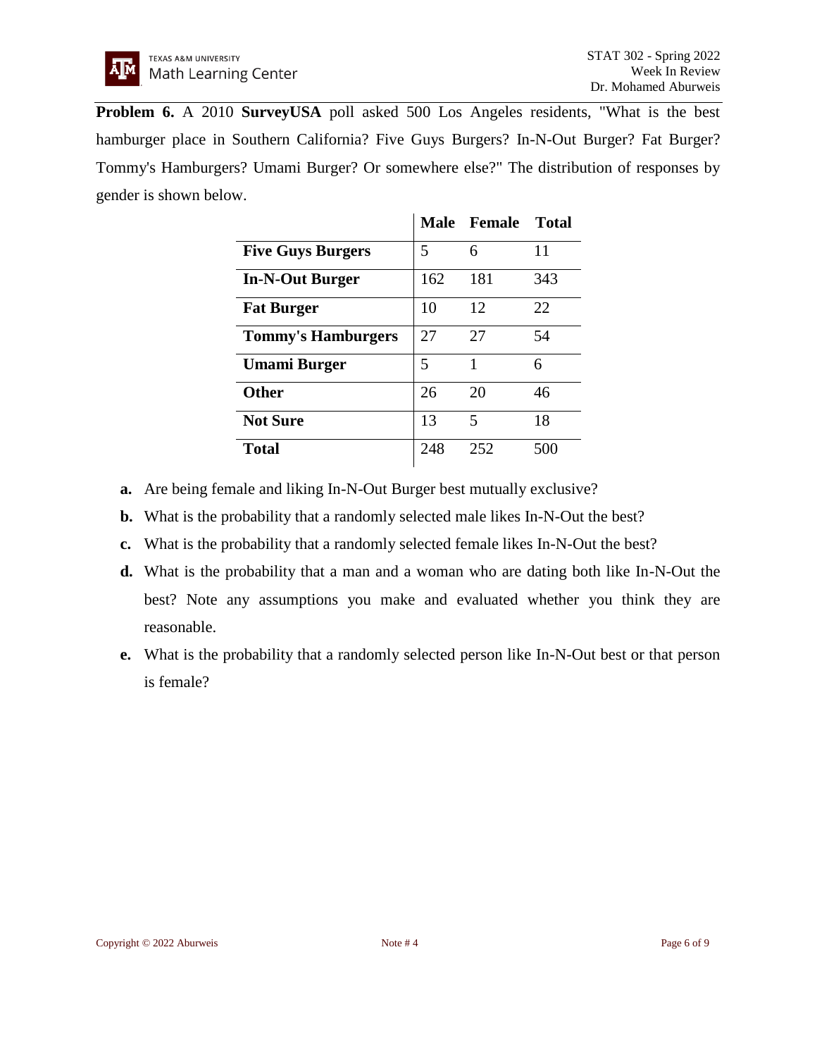**Problem 6.** A 2010 **SurveyUSA** poll asked 500 Los Angeles residents, "What is the best hamburger place in Southern California? Five Guys Burgers? In-N-Out Burger? Fat Burger? Tommy's Hamburgers? Umami Burger? Or somewhere else?" The distribution of responses by gender is shown below.

| | **Male** | **Female** | **Total** |
|---|---|---|---|
| **Five Guys Burgers** | 5 | 6 | 11 |
| **In-N-Out Burger** | 162 | 181 | 343 |
| **Fat Burger** | 10 | 12 | 22 |
| **Tommy's Hamburgers** | 27 | 27 | 54 |
| **Umami Burger** | 5 | 1 | 6 |
| **Other** | 26 | 20 | 46 |
| **Not Sure** | 13 | 5 | 18 |
| **Total** | 248 | 252 | 500 |

**a.** Are being female and liking In-N-Out Burger best mutually exclusive?

**b.** What is the probability that a randomly selected male likes In-N-Out the best?

**c.** What is the probability that a randomly selected female likes In-N-Out the best?

**d.** What is the probability that a man and a woman who are dating both like In-N-Out the best? Note any assumptions you make and evaluated whether you think they are reasonable.

**e.** What is the probability that a randomly selected person like In-N-Out best or that person is female?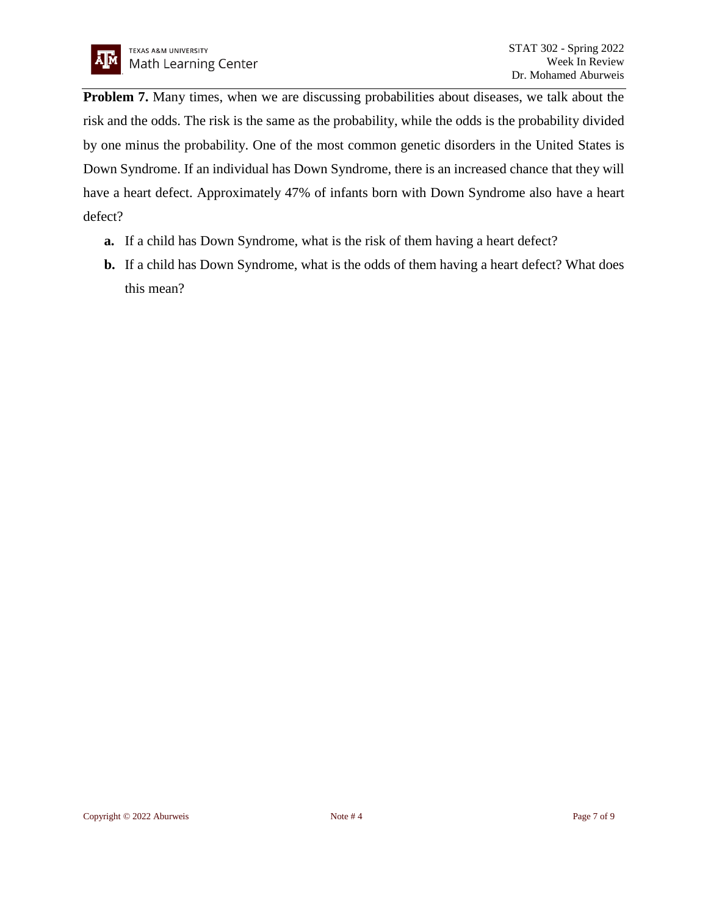**Problem 7.** Many times, when we are discussing probabilities about diseases, we talk about the risk and the odds. The risk is the same as the probability, while the odds is the probability divided by one minus the probability. One of the most common genetic disorders in the United States is Down Syndrome. If an individual has Down Syndrome, there is an increased chance that they will have a heart defect. Approximately 47% of infants born with Down Syndrome also have a heart defect?

- **a.** If a child has Down Syndrome, what is the risk of them having a heart defect?
- **b.** If a child has Down Syndrome, what is the odds of them having a heart defect? What does this mean?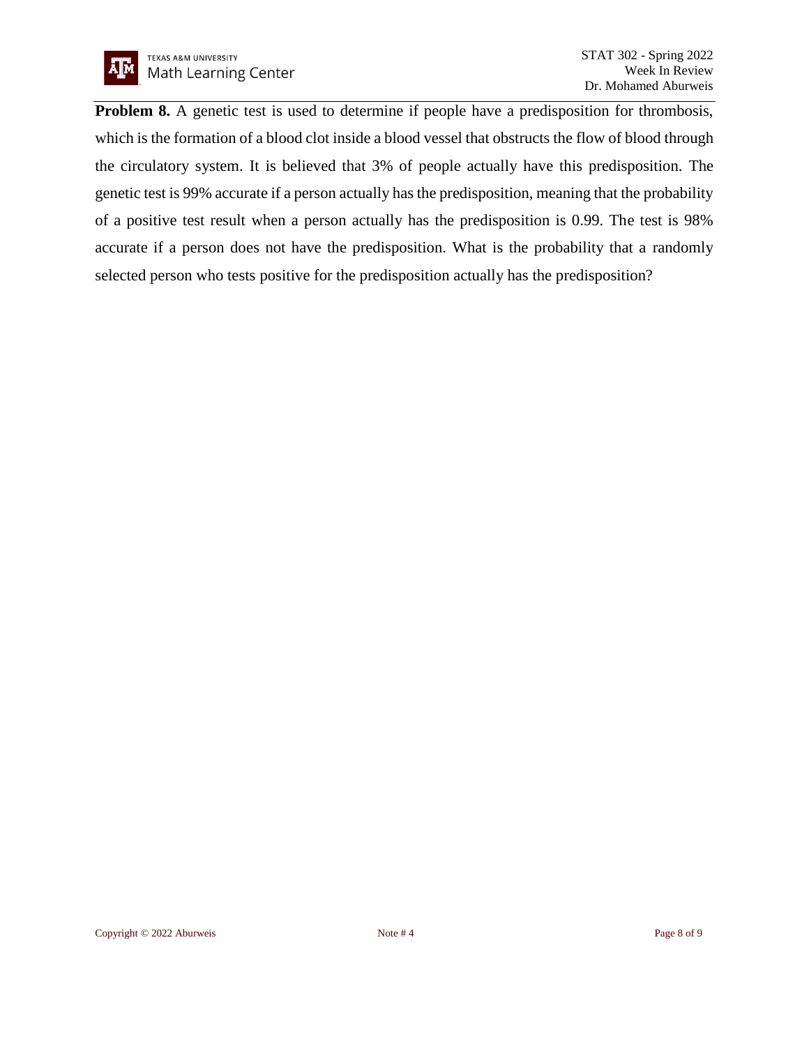**Problem 8.** A genetic test is used to determine if people have a predisposition for thrombosis, which is the formation of a blood clot inside a blood vessel that obstructs the flow of blood through the circulatory system. It is believed that 3% of people actually have this predisposition. The genetic test is 99% accurate if a person actually has the predisposition, meaning that the probability of a positive test result when a person actually has the predisposition is 0.99. The test is 98% accurate if a person does not have the predisposition. What is the probability that a randomly selected person who tests positive for the predisposition actually has the predisposition?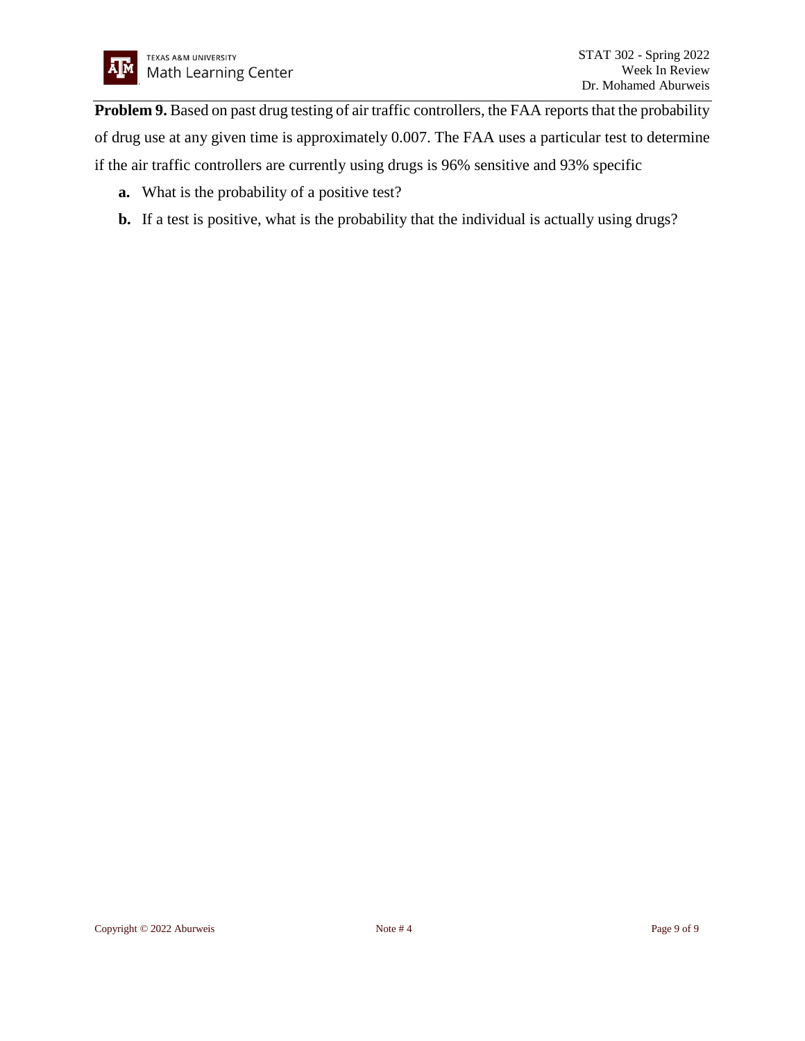**Problem 9.** Based on past drug testing of air traffic controllers, the FAA reports that the probability of drug use at any given time is approximately 0.007. The FAA uses a particular test to determine if the air traffic controllers are currently using drugs is 96% sensitive and 93% specific

**a.** What is the probability of a positive test?

**b.** If a test is positive, what is the probability that the individual is actually using drugs?